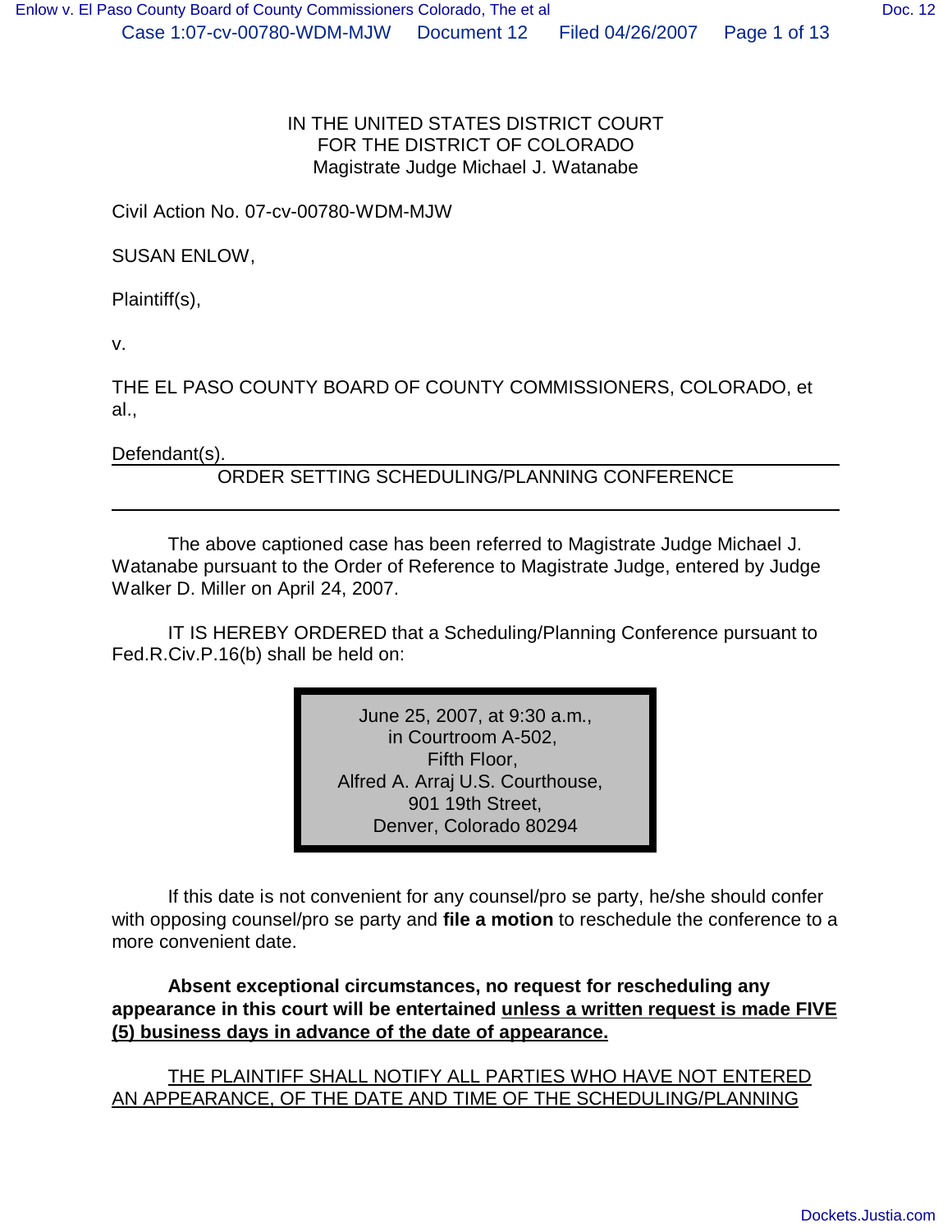IN THE UNITED STATES DISTRICT COURT
FOR THE DISTRICT OF COLORADO
Magistrate Judge Michael J. Watanabe

Civil Action No. 07-cv-00780-WDM-MJW

SUSAN ENLOW,

Plaintiff(s),

v.

THE EL PASO COUNTY BOARD OF COUNTY COMMISSIONERS, COLORADO, et al.,

Defendant(s).

## ORDER SETTING SCHEDULING/PLANNING CONFERENCE

The above captioned case has been referred to Magistrate Judge Michael J. Watanabe pursuant to the Order of Reference to Magistrate Judge, entered by Judge Walker D. Miller on April 24, 2007.

IT IS HEREBY ORDERED that a Scheduling/Planning Conference pursuant to Fed.R.Civ.P.16(b) shall be held on:

June 25, 2007, at 9:30 a.m.,
in Courtroom A-502,
Fifth Floor,
Alfred A. Arraj U.S. Courthouse,
901 19th Street,
Denver, Colorado 80294

If this date is not convenient for any counsel/pro se party, he/she should confer with opposing counsel/pro se party and **file a motion** to reschedule the conference to a more convenient date.

**Absent exceptional circumstances, no request for rescheduling any appearance in this court will be entertained unless a written request is made FIVE (5) business days in advance of the date of appearance.**

THE PLAINTIFF SHALL NOTIFY ALL PARTIES WHO HAVE NOT ENTERED AN APPEARANCE, OF THE DATE AND TIME OF THE SCHEDULING/PLANNING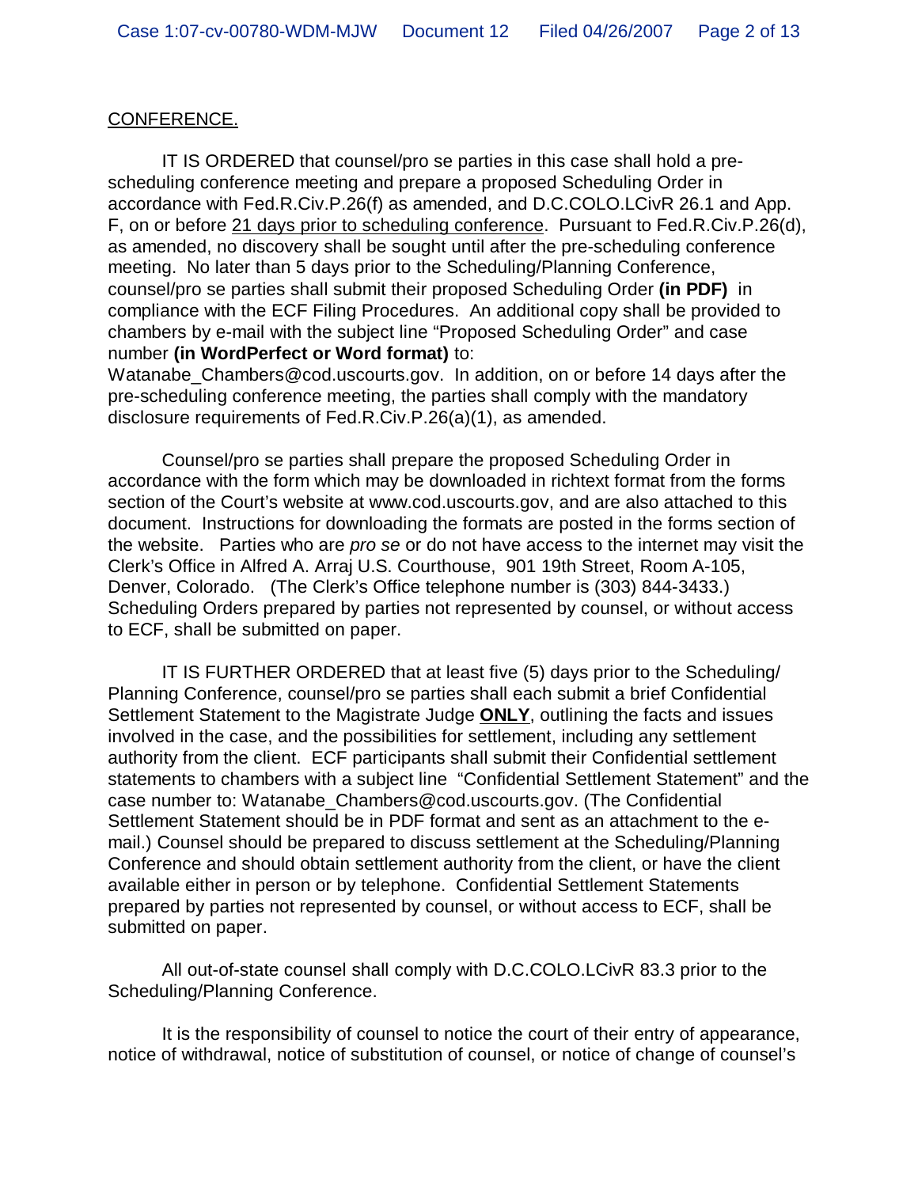<u>CONFERENCE.</u>

IT IS ORDERED that counsel/pro se parties in this case shall hold a pre-scheduling conference meeting and prepare a proposed Scheduling Order in accordance with Fed.R.Civ.P.26(f) as amended, and D.C.COLO.LCivR 26.1 and App. F, on or before <u>21 days prior to scheduling conference</u>. Pursuant to Fed.R.Civ.P.26(d), as amended, no discovery shall be sought until after the pre-scheduling conference meeting. No later than 5 days prior to the Scheduling/Planning Conference, counsel/pro se parties shall submit their proposed Scheduling Order **(in PDF)** in compliance with the ECF Filing Procedures. An additional copy shall be provided to chambers by e-mail with the subject line "Proposed Scheduling Order" and case number **(in WordPerfect or Word format)** to: Watanabe_Chambers@cod.uscourts.gov. In addition, on or before 14 days after the pre-scheduling conference meeting, the parties shall comply with the mandatory disclosure requirements of Fed.R.Civ.P.26(a)(1), as amended.

Counsel/pro se parties shall prepare the proposed Scheduling Order in accordance with the form which may be downloaded in richtext format from the forms section of the Court's website at www.cod.uscourts.gov, and are also attached to this document. Instructions for downloading the formats are posted in the forms section of the website. Parties who are *pro se* or do not have access to the internet may visit the Clerk's Office in Alfred A. Arraj U.S. Courthouse, 901 19th Street, Room A-105, Denver, Colorado. (The Clerk's Office telephone number is (303) 844-3433.) Scheduling Orders prepared by parties not represented by counsel, or without access to ECF, shall be submitted on paper.

IT IS FURTHER ORDERED that at least five (5) days prior to the Scheduling/ Planning Conference, counsel/pro se parties shall each submit a brief Confidential Settlement Statement to the Magistrate Judge **<u>ONLY</u>**, outlining the facts and issues involved in the case, and the possibilities for settlement, including any settlement authority from the client. ECF participants shall submit their Confidential settlement statements to chambers with a subject line "Confidential Settlement Statement" and the case number to: Watanabe_Chambers@cod.uscourts.gov. (The Confidential Settlement Statement should be in PDF format and sent as an attachment to the e-mail.) Counsel should be prepared to discuss settlement at the Scheduling/Planning Conference and should obtain settlement authority from the client, or have the client available either in person or by telephone. Confidential Settlement Statements prepared by parties not represented by counsel, or without access to ECF, shall be submitted on paper.

All out-of-state counsel shall comply with D.C.COLO.LCivR 83.3 prior to the Scheduling/Planning Conference.

It is the responsibility of counsel to notice the court of their entry of appearance, notice of withdrawal, notice of substitution of counsel, or notice of change of counsel's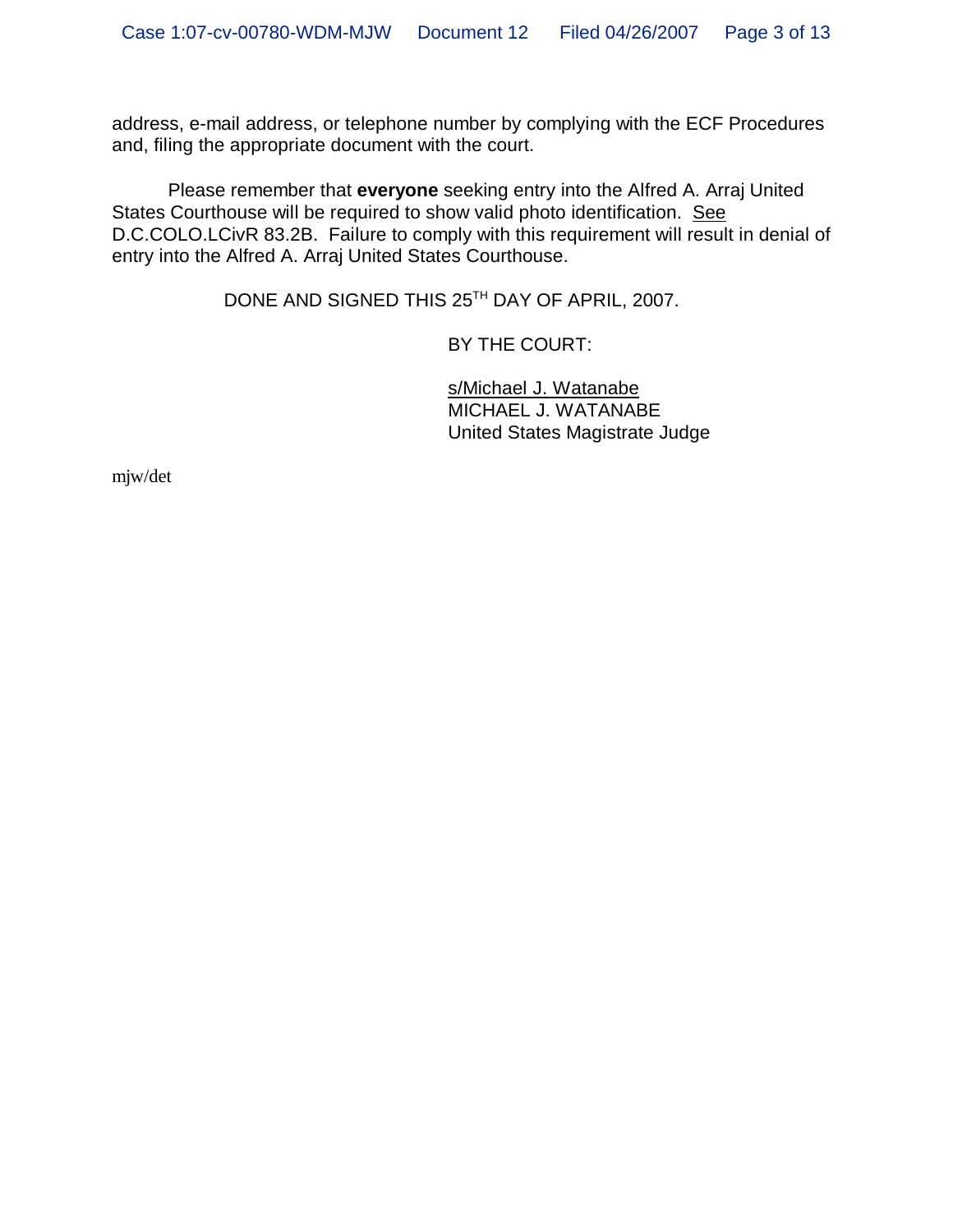address, e-mail address, or telephone number by complying with the ECF Procedures and, filing the appropriate document with the court.

Please remember that **everyone** seeking entry into the Alfred A. Arraj United States Courthouse will be required to show valid photo identification. See D.C.COLO.LCivR 83.2B. Failure to comply with this requirement will result in denial of entry into the Alfred A. Arraj United States Courthouse.

DONE AND SIGNED THIS 25TH DAY OF APRIL, 2007.

BY THE COURT:

s/Michael J. Watanabe
MICHAEL J. WATANABE
United States Magistrate Judge

mjw/det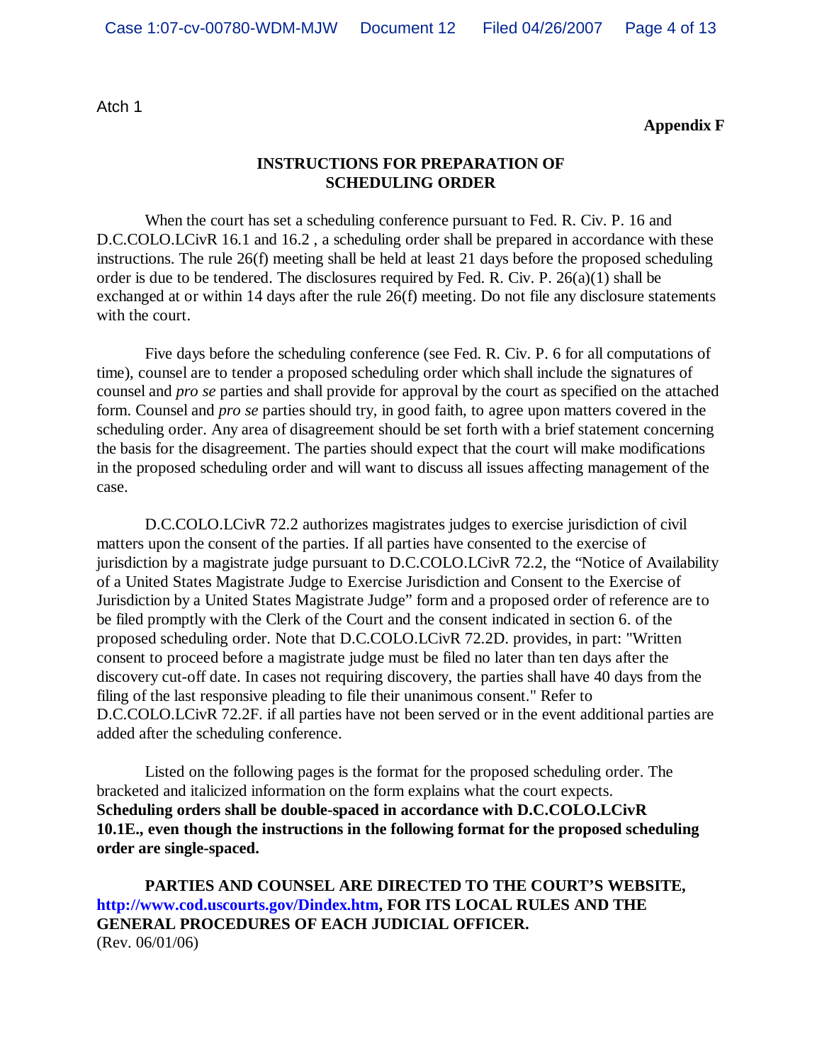Atch 1

**Appendix F**

**INSTRUCTIONS FOR PREPARATION OF SCHEDULING ORDER**

When the court has set a scheduling conference pursuant to Fed. R. Civ. P. 16 and D.C.COLO.LCivR 16.1 and 16.2 , a scheduling order shall be prepared in accordance with these instructions. The rule 26(f) meeting shall be held at least 21 days before the proposed scheduling order is due to be tendered. The disclosures required by Fed. R. Civ. P. 26(a)(1) shall be exchanged at or within 14 days after the rule 26(f) meeting. Do not file any disclosure statements with the court.

Five days before the scheduling conference (see Fed. R. Civ. P. 6 for all computations of time), counsel are to tender a proposed scheduling order which shall include the signatures of counsel and *pro se* parties and shall provide for approval by the court as specified on the attached form. Counsel and *pro se* parties should try, in good faith, to agree upon matters covered in the scheduling order. Any area of disagreement should be set forth with a brief statement concerning the basis for the disagreement. The parties should expect that the court will make modifications in the proposed scheduling order and will want to discuss all issues affecting management of the case.

D.C.COLO.LCivR 72.2 authorizes magistrates judges to exercise jurisdiction of civil matters upon the consent of the parties. If all parties have consented to the exercise of jurisdiction by a magistrate judge pursuant to D.C.COLO.LCivR 72.2, the "Notice of Availability of a United States Magistrate Judge to Exercise Jurisdiction and Consent to the Exercise of Jurisdiction by a United States Magistrate Judge" form and a proposed order of reference are to be filed promptly with the Clerk of the Court and the consent indicated in section 6. of the proposed scheduling order. Note that D.C.COLO.LCivR 72.2D. provides, in part: "Written consent to proceed before a magistrate judge must be filed no later than ten days after the discovery cut-off date. In cases not requiring discovery, the parties shall have 40 days from the filing of the last responsive pleading to file their unanimous consent." Refer to D.C.COLO.LCivR 72.2F. if all parties have not been served or in the event additional parties are added after the scheduling conference.

Listed on the following pages is the format for the proposed scheduling order. The bracketed and italicized information on the form explains what the court expects. **Scheduling orders shall be double-spaced in accordance with D.C.COLO.LCivR 10.1E., even though the instructions in the following format for the proposed scheduling order are single-spaced.**

**PARTIES AND COUNSEL ARE DIRECTED TO THE COURT'S WEBSITE, http://www.cod.uscourts.gov/Dindex.htm, FOR ITS LOCAL RULES AND THE GENERAL PROCEDURES OF EACH JUDICIAL OFFICER.**

(Rev. 06/01/06)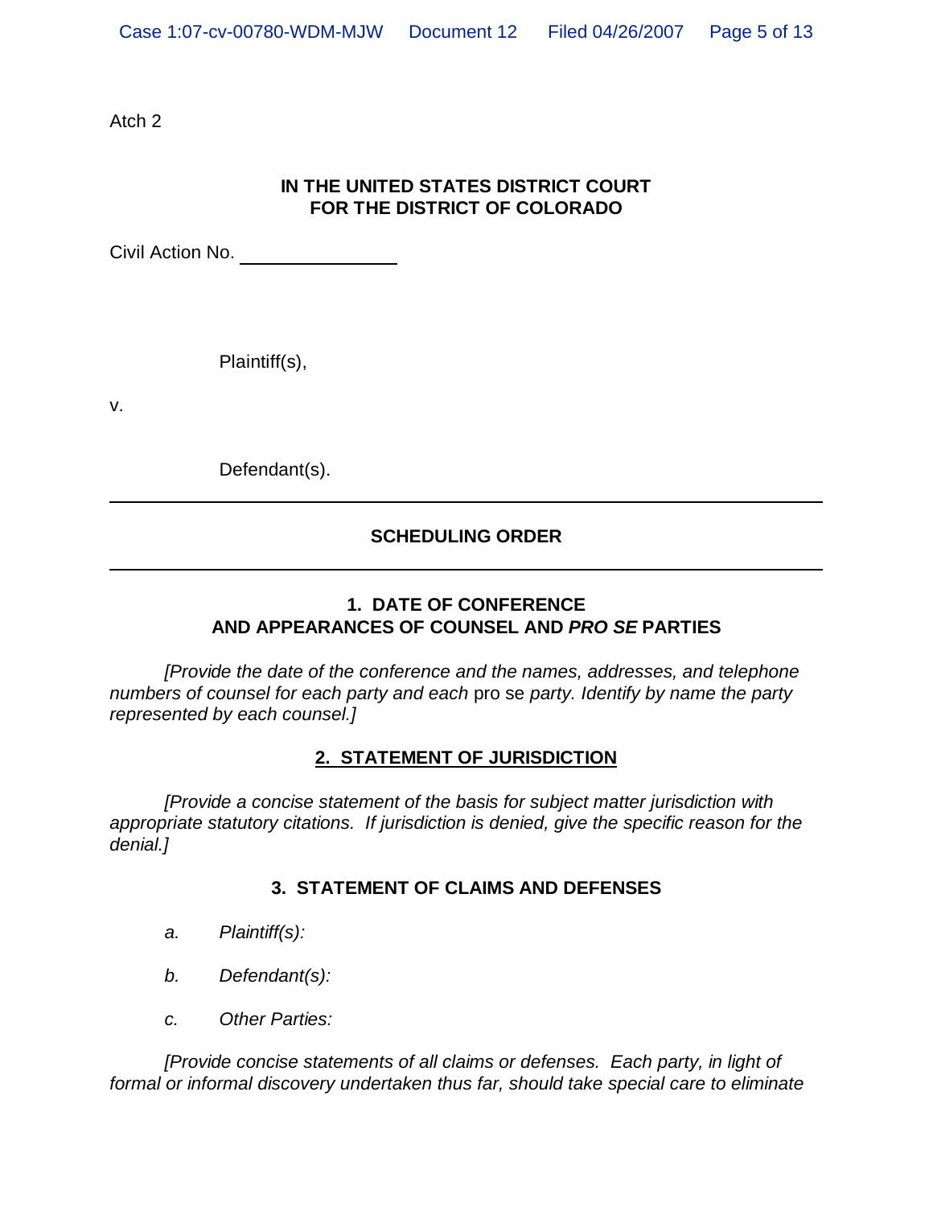Atch 2

**IN THE UNITED STATES DISTRICT COURT**
**FOR THE DISTRICT OF COLORADO**

Civil Action No. ______________

Plaintiff(s),

v.

Defendant(s).

---

## SCHEDULING ORDER

---

### 1. DATE OF CONFERENCE AND APPEARANCES OF COUNSEL AND *PRO SE* PARTIES

*[Provide the date of the conference and the names, addresses, and telephone numbers of counsel for each party and each* pro se *party. Identify by name the party represented by each counsel.]*

### 2. STATEMENT OF JURISDICTION

*[Provide a concise statement of the basis for subject matter jurisdiction with appropriate statutory citations. If jurisdiction is denied, give the specific reason for the denial.]*

### 3. STATEMENT OF CLAIMS AND DEFENSES

*a. Plaintiff(s):*

*b. Defendant(s):*

*c. Other Parties:*

*[Provide concise statements of all claims or defenses. Each party, in light of formal or informal discovery undertaken thus far, should take special care to eliminate*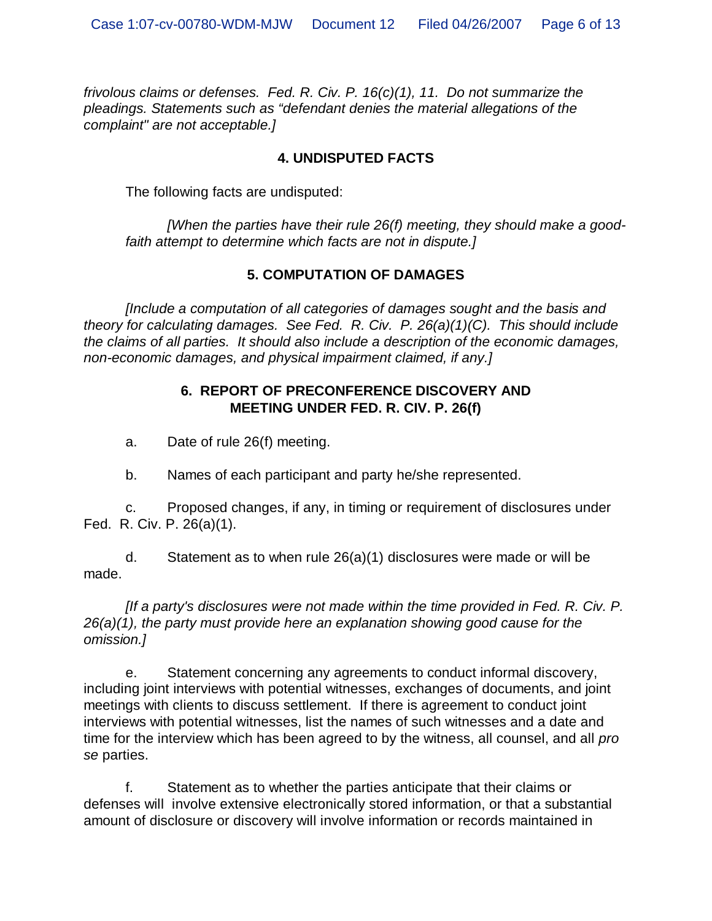*frivolous claims or defenses. Fed. R. Civ. P. 16(c)(1), 11. Do not summarize the pleadings. Statements such as "defendant denies the material allegations of the complaint" are not acceptable.]*

## 4. UNDISPUTED FACTS

The following facts are undisputed:

*[When the parties have their rule 26(f) meeting, they should make a good-faith attempt to determine which facts are not in dispute.]*

## 5. COMPUTATION OF DAMAGES

*[Include a computation of all categories of damages sought and the basis and theory for calculating damages. See Fed. R. Civ. P. 26(a)(1)(C). This should include the claims of all parties. It should also include a description of the economic damages, non-economic damages, and physical impairment claimed, if any.]*

## 6. REPORT OF PRECONFERENCE DISCOVERY AND MEETING UNDER FED. R. CIV. P. 26(f)

a. Date of rule 26(f) meeting.

b. Names of each participant and party he/she represented.

c. Proposed changes, if any, in timing or requirement of disclosures under Fed. R. Civ. P. 26(a)(1).

d. Statement as to when rule 26(a)(1) disclosures were made or will be made.

*[If a party's disclosures were not made within the time provided in Fed. R. Civ. P. 26(a)(1), the party must provide here an explanation showing good cause for the omission.]*

e. Statement concerning any agreements to conduct informal discovery, including joint interviews with potential witnesses, exchanges of documents, and joint meetings with clients to discuss settlement. If there is agreement to conduct joint interviews with potential witnesses, list the names of such witnesses and a date and time for the interview which has been agreed to by the witness, all counsel, and all *pro se* parties.

f. Statement as to whether the parties anticipate that their claims or defenses will involve extensive electronically stored information, or that a substantial amount of disclosure or discovery will involve information or records maintained in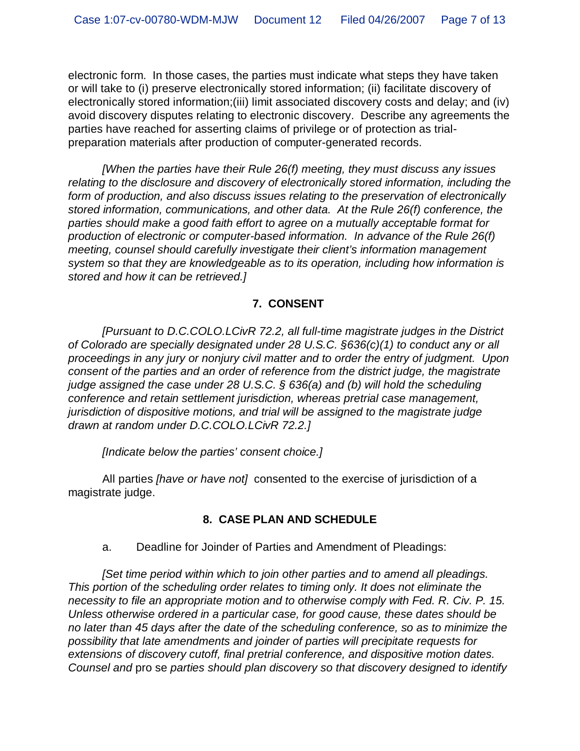electronic form. In those cases, the parties must indicate what steps they have taken or will take to (i) preserve electronically stored information; (ii) facilitate discovery of electronically stored information;(iii) limit associated discovery costs and delay; and (iv) avoid discovery disputes relating to electronic discovery. Describe any agreements the parties have reached for asserting claims of privilege or of protection as trial-preparation materials after production of computer-generated records.

*[When the parties have their Rule 26(f) meeting, they must discuss any issues relating to the disclosure and discovery of electronically stored information, including the form of production, and also discuss issues relating to the preservation of electronically stored information, communications, and other data. At the Rule 26(f) conference, the parties should make a good faith effort to agree on a mutually acceptable format for production of electronic or computer-based information. In advance of the Rule 26(f) meeting, counsel should carefully investigate their client's information management system so that they are knowledgeable as to its operation, including how information is stored and how it can be retrieved.]*

## 7. CONSENT

*[Pursuant to D.C.COLO.LCivR 72.2, all full-time magistrate judges in the District of Colorado are specially designated under 28 U.S.C. §636(c)(1) to conduct any or all proceedings in any jury or nonjury civil matter and to order the entry of judgment. Upon consent of the parties and an order of reference from the district judge, the magistrate judge assigned the case under 28 U.S.C. § 636(a) and (b) will hold the scheduling conference and retain settlement jurisdiction, whereas pretrial case management, jurisdiction of dispositive motions, and trial will be assigned to the magistrate judge drawn at random under D.C.COLO.LCivR 72.2.]*

*[Indicate below the parties' consent choice.]*

All parties *[have or have not]* consented to the exercise of jurisdiction of a magistrate judge.

## 8. CASE PLAN AND SCHEDULE

a. Deadline for Joinder of Parties and Amendment of Pleadings:

*[Set time period within which to join other parties and to amend all pleadings. This portion of the scheduling order relates to timing only. It does not eliminate the necessity to file an appropriate motion and to otherwise comply with Fed. R. Civ. P. 15. Unless otherwise ordered in a particular case, for good cause, these dates should be no later than 45 days after the date of the scheduling conference, so as to minimize the possibility that late amendments and joinder of parties will precipitate requests for extensions of discovery cutoff, final pretrial conference, and dispositive motion dates. Counsel and* pro se *parties should plan discovery so that discovery designed to identify*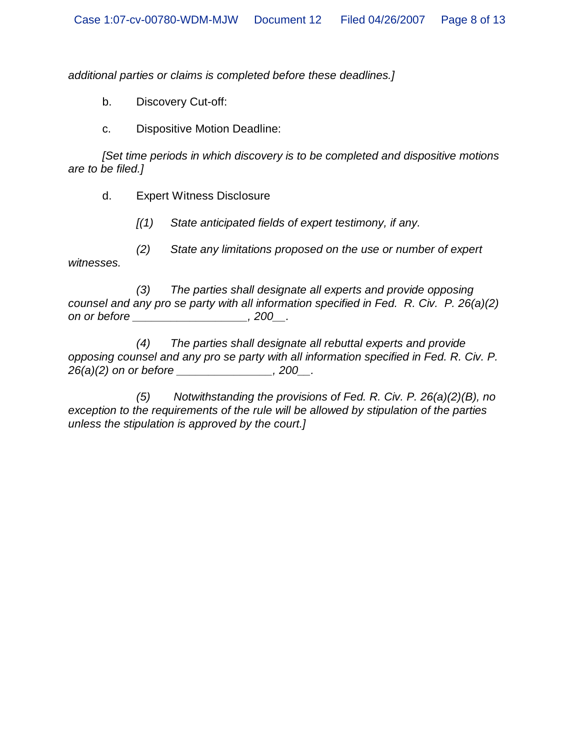*additional parties or claims is completed before these deadlines.]*

b. Discovery Cut-off:

c. Dispositive Motion Deadline:

*[Set time periods in which discovery is to be completed and dispositive motions are to be filed.]*

d. Expert Witness Disclosure

*[(1) State anticipated fields of expert testimony, if any.*

*(2) State any limitations proposed on the use or number of expert witnesses.*

*(3) The parties shall designate all experts and provide opposing counsel and any pro se party with all information specified in Fed. R. Civ. P. 26(a)(2) on or before _________________, 200__.*

*(4) The parties shall designate all rebuttal experts and provide opposing counsel and any pro se party with all information specified in Fed. R. Civ. P. 26(a)(2) on or before ______________, 200__.*

*(5) Notwithstanding the provisions of Fed. R. Civ. P. 26(a)(2)(B), no exception to the requirements of the rule will be allowed by stipulation of the parties unless the stipulation is approved by the court.]*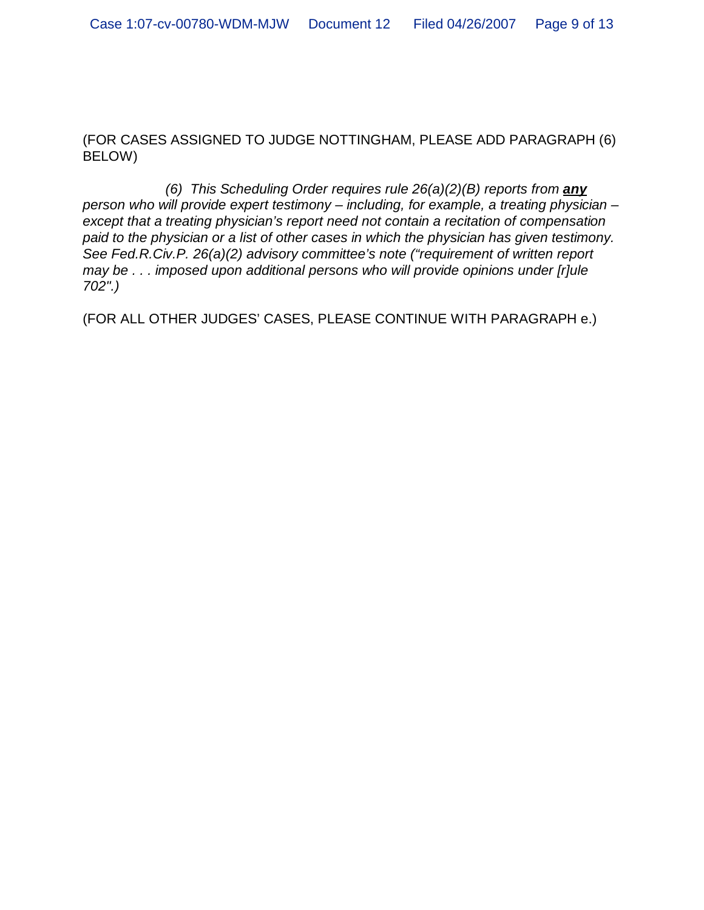(FOR CASES ASSIGNED TO JUDGE NOTTINGHAM, PLEASE ADD PARAGRAPH (6) BELOW)

*(6) This Scheduling Order requires rule 26(a)(2)(B) reports from **any** person who will provide expert testimony – including, for example, a treating physician – except that a treating physician's report need not contain a recitation of compensation paid to the physician or a list of other cases in which the physician has given testimony. See Fed.R.Civ.P. 26(a)(2) advisory committee's note ("requirement of written report may be . . . imposed upon additional persons who will provide opinions under [r]ule 702".)*

(FOR ALL OTHER JUDGES' CASES, PLEASE CONTINUE WITH PARAGRAPH e.)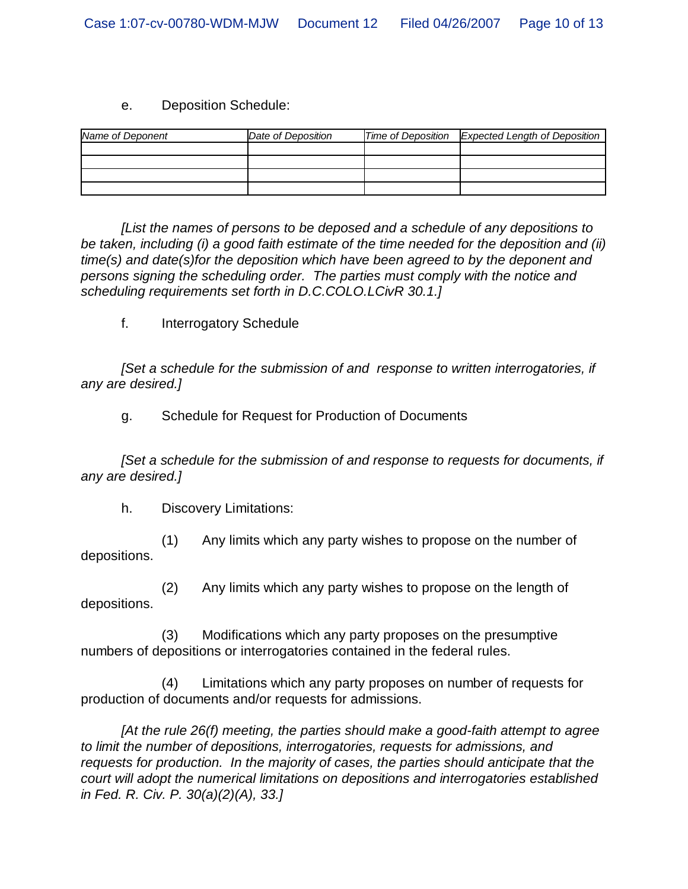e. Deposition Schedule:

| *Name of Deponent* | *Date of Deposition* | *Time of Deposition* | *Expected Length of Deposition* |
|---|---|---|---|
| | | | |
| | | | |
| | | | |
| | | | |

*[List the names of persons to be deposed and a schedule of any depositions to be taken, including (i) a good faith estimate of the time needed for the deposition and (ii) time(s) and date(s)for the deposition which have been agreed to by the deponent and persons signing the scheduling order. The parties must comply with the notice and scheduling requirements set forth in D.C.COLO.LCivR 30.1.]*

f. Interrogatory Schedule

*[Set a schedule for the submission of and response to written interrogatories, if any are desired.]*

g. Schedule for Request for Production of Documents

*[Set a schedule for the submission of and response to requests for documents, if any are desired.]*

h. Discovery Limitations:

(1) Any limits which any party wishes to propose on the number of depositions.

(2) Any limits which any party wishes to propose on the length of depositions.

(3) Modifications which any party proposes on the presumptive numbers of depositions or interrogatories contained in the federal rules.

(4) Limitations which any party proposes on number of requests for production of documents and/or requests for admissions.

*[At the rule 26(f) meeting, the parties should make a good-faith attempt to agree to limit the number of depositions, interrogatories, requests for admissions, and requests for production. In the majority of cases, the parties should anticipate that the court will adopt the numerical limitations on depositions and interrogatories established in Fed. R. Civ. P. 30(a)(2)(A), 33.]*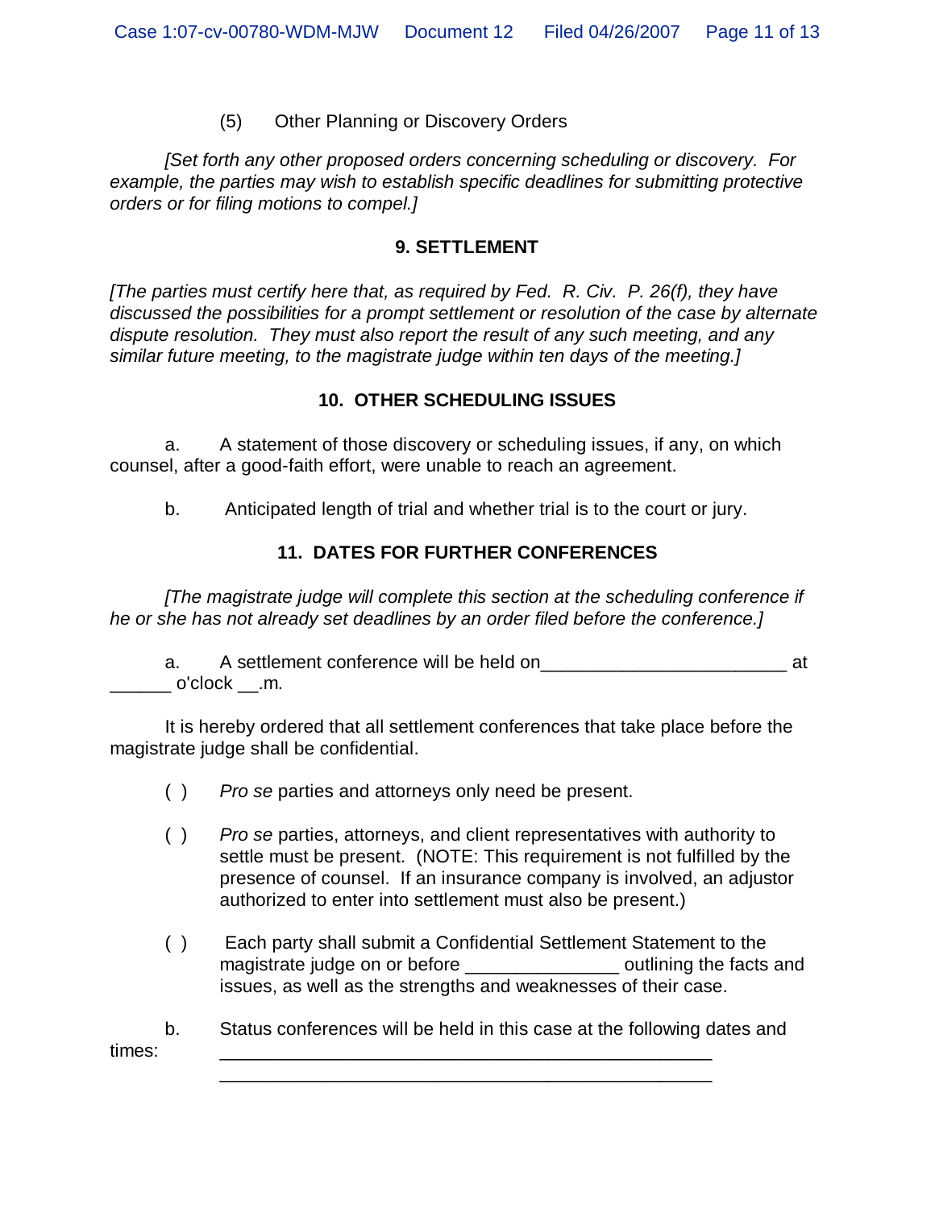(5) Other Planning or Discovery Orders

*[Set forth any other proposed orders concerning scheduling or discovery. For example, the parties may wish to establish specific deadlines for submitting protective orders or for filing motions to compel.]*

## 9. SETTLEMENT

*[The parties must certify here that, as required by Fed. R. Civ. P. 26(f), they have discussed the possibilities for a prompt settlement or resolution of the case by alternate dispute resolution. They must also report the result of any such meeting, and any similar future meeting, to the magistrate judge within ten days of the meeting.]*

## 10. OTHER SCHEDULING ISSUES

a. A statement of those discovery or scheduling issues, if any, on which counsel, after a good-faith effort, were unable to reach an agreement.

b. Anticipated length of trial and whether trial is to the court or jury.

## 11. DATES FOR FURTHER CONFERENCES

*[The magistrate judge will complete this section at the scheduling conference if he or she has not already set deadlines by an order filed before the conference.]*

a. A settlement conference will be held on________________________ at ______ o'clock __.m.

It is hereby ordered that all settlement conferences that take place before the magistrate judge shall be confidential.

( ) *Pro se* parties and attorneys only need be present.

( ) *Pro se* parties, attorneys, and client representatives with authority to settle must be present. (NOTE: This requirement is not fulfilled by the presence of counsel. If an insurance company is involved, an adjustor authorized to enter into settlement must also be present.)

( ) Each party shall submit a Confidential Settlement Statement to the magistrate judge on or before _______________ outlining the facts and issues, as well as the strengths and weaknesses of their case.

b. Status conferences will be held in this case at the following dates and times: ________________________________________________

________________________________________________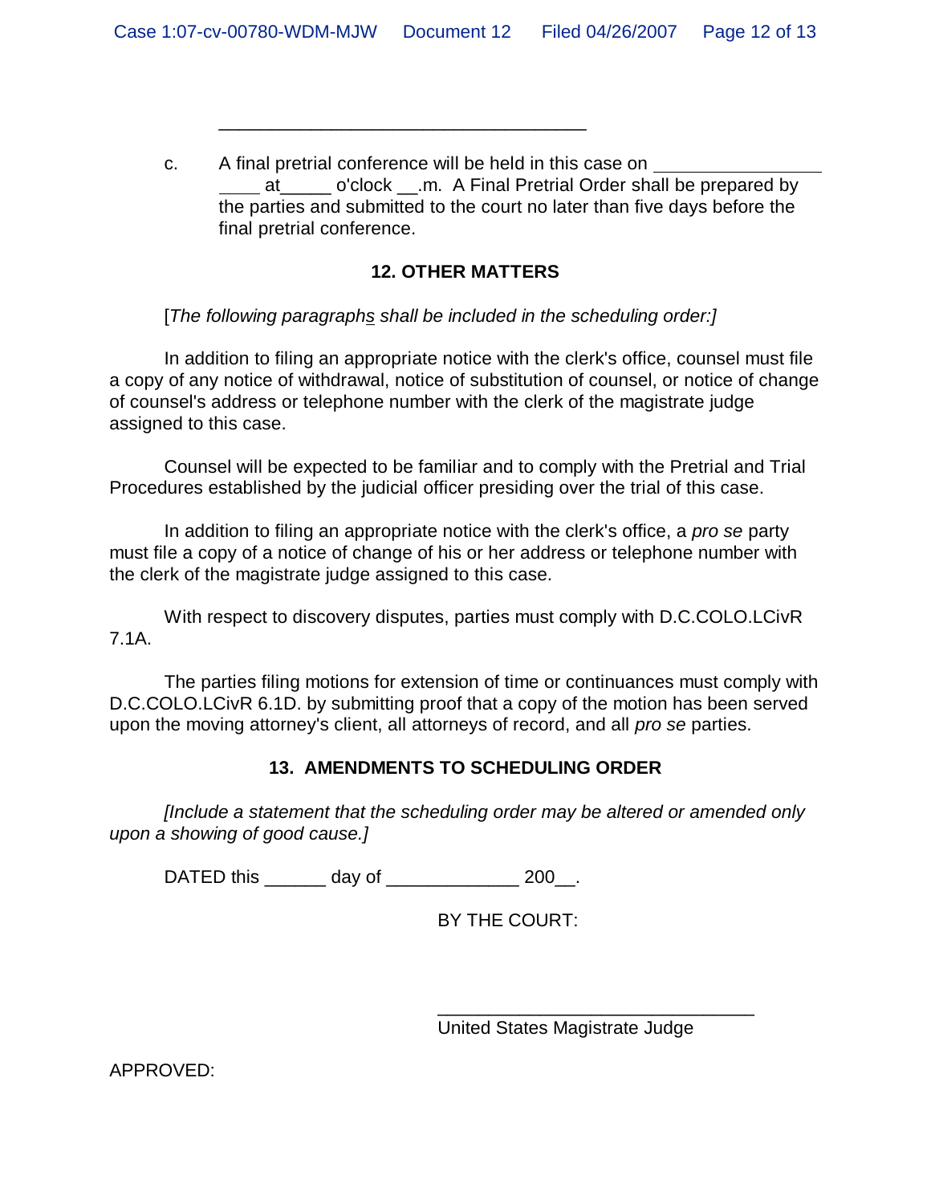\_\_\_\_\_\_\_\_\_\_\_\_\_\_\_\_\_\_\_\_\_\_\_\_\_\_\_\_\_\_\_\_\_\_\_\_

c. A final pretrial conference will be held in this case on \_\_\_\_\_\_\_\_\_\_\_\_\_\_\_\_ \_\_\_\_ at\_\_\_\_\_ o'clock \_\_.m. A Final Pretrial Order shall be prepared by the parties and submitted to the court no later than five days before the final pretrial conference.

## 12. OTHER MATTERS

[*The following paragraphs shall be included in the scheduling order:]*

In addition to filing an appropriate notice with the clerk's office, counsel must file a copy of any notice of withdrawal, notice of substitution of counsel, or notice of change of counsel's address or telephone number with the clerk of the magistrate judge assigned to this case.

Counsel will be expected to be familiar and to comply with the Pretrial and Trial Procedures established by the judicial officer presiding over the trial of this case.

In addition to filing an appropriate notice with the clerk's office, a *pro se* party must file a copy of a notice of change of his or her address or telephone number with the clerk of the magistrate judge assigned to this case.

With respect to discovery disputes, parties must comply with D.C.COLO.LCivR 7.1A.

The parties filing motions for extension of time or continuances must comply with D.C.COLO.LCivR 6.1D. by submitting proof that a copy of the motion has been served upon the moving attorney's client, all attorneys of record, and all *pro se* parties.

## 13. AMENDMENTS TO SCHEDULING ORDER

*[Include a statement that the scheduling order may be altered or amended only upon a showing of good cause.]*

DATED this \_\_\_\_\_\_ day of \_\_\_\_\_\_\_\_\_\_\_\_\_ 200\_\_.

BY THE COURT:

\_\_\_\_\_\_\_\_\_\_\_\_\_\_\_\_\_\_\_\_\_\_\_\_\_\_\_\_\_\_\_\_
United States Magistrate Judge

APPROVED: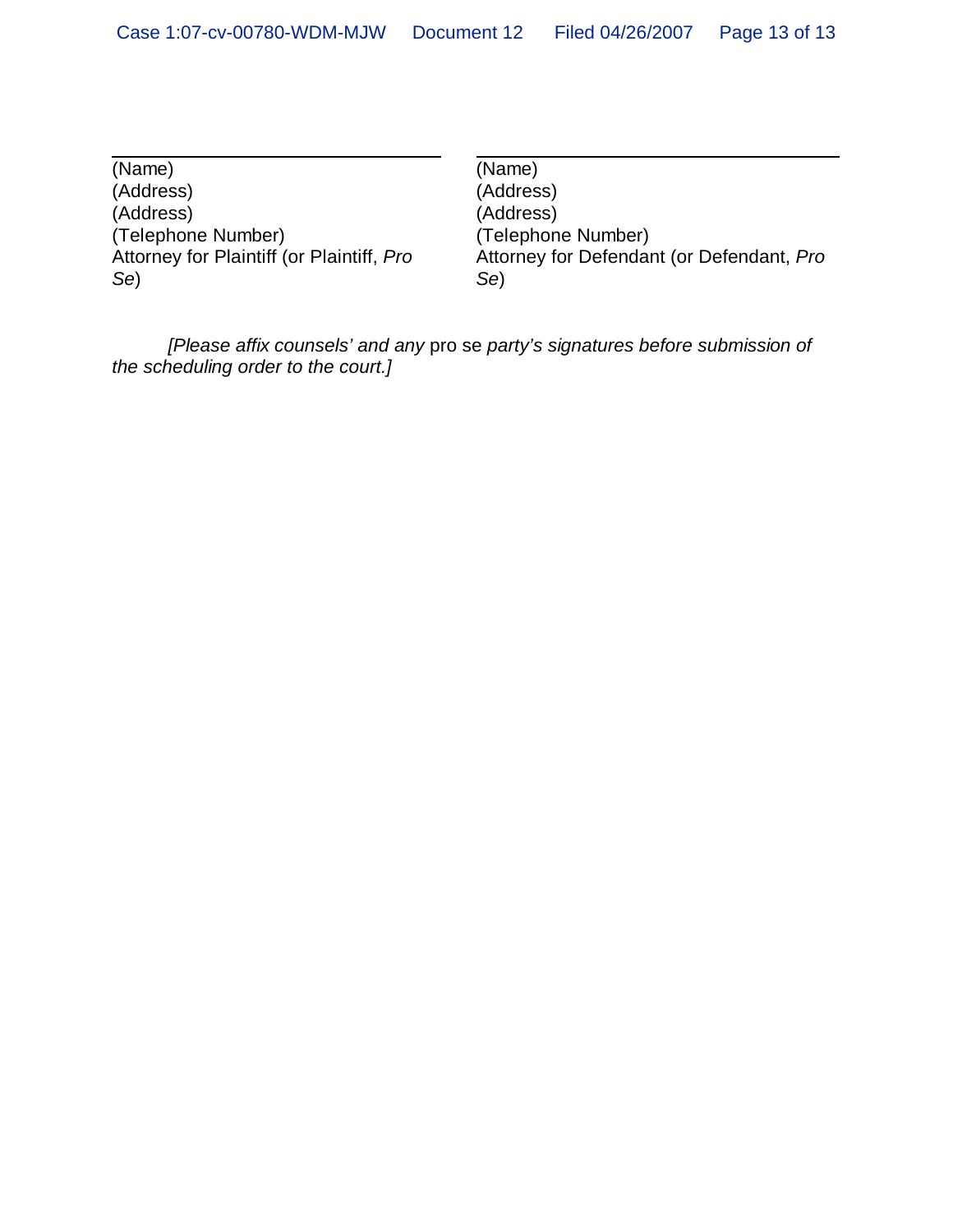| | |
|---|---|
| ______________________________ | ______________________________ |
| (Name) | (Name) |
| (Address) | (Address) |
| (Address) | (Address) |
| (Telephone Number) | (Telephone Number) |
| Attorney for Plaintiff (or Plaintiff, *Pro Se*) | Attorney for Defendant (or Defendant, *Pro Se*) |

*[Please affix counsels' and any* pro se *party's signatures before submission of the scheduling order to the court.]*